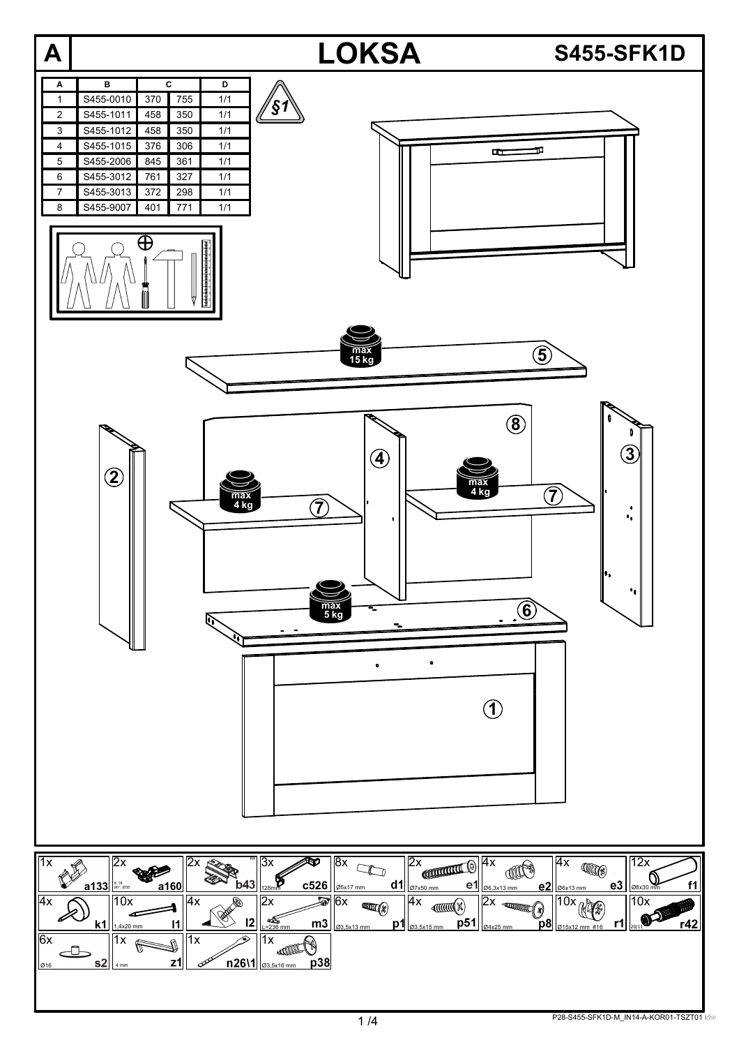# A LOKSA S455-SFK1D

| A | B | C | | D |
|---|---|---|---|---|
| 1 | S455-0010 | 370 | 755 | 1/1 |
| 2 | S455-1011 | 458 | 350 | 1/1 |
| 3 | S455-1012 | 458 | 350 | 1/1 |
| 4 | S455-1015 | 376 | 306 | 1/1 |
| 5 | S455-2006 | 845 | 361 | 1/1 |
| 6 | S455-3012 | 761 | 327 | 1/1 |
| 7 | S455-3013 | 372 | 298 | 1/1 |
| 8 | S455-9007 | 401 | 771 | 1/1 |

§1

5 — max 15 kg

7 — max 4 kg

7 — max 4 kg

6 — max 5 kg

1, 2, 3, 4, 8

| | | | | | | | | |
|---|---|---|---|---|---|---|---|---|
| 1x a133 | 2x a160 (K 16, 90°; Ø35) | 2x b43 | 3x c526 (128mm) | 8x d1 (Ø5x17 mm) | 2x e1 (Ø7x50 mm) | 4x e2 (Ø6,3x13 mm) | 4x e3 (Ø6x13 mm) | 12x f1 (Ø8x30 mm) |
| 4x k1 | 10x l1 (1,4x20 mm) | 4x l2 | 2x m3 (L=236 mm) | 6x p1 (Ø3,5x13 mm) | 4x p51 (Ø3,5x15 mm) | 2x p8 (Ø4x25 mm) | 10x r1 (Ø15x12 mm #16) | 10x r42 (20/11) |
| 6x s2 (Ø16) | 1x z1 (4 mm) | 1x n26\1 | 1x p38 (Ø3,5x16 mm) | | | | | |

P28-S455-SFK1D-M_IN14-A-KOR01-TSZT01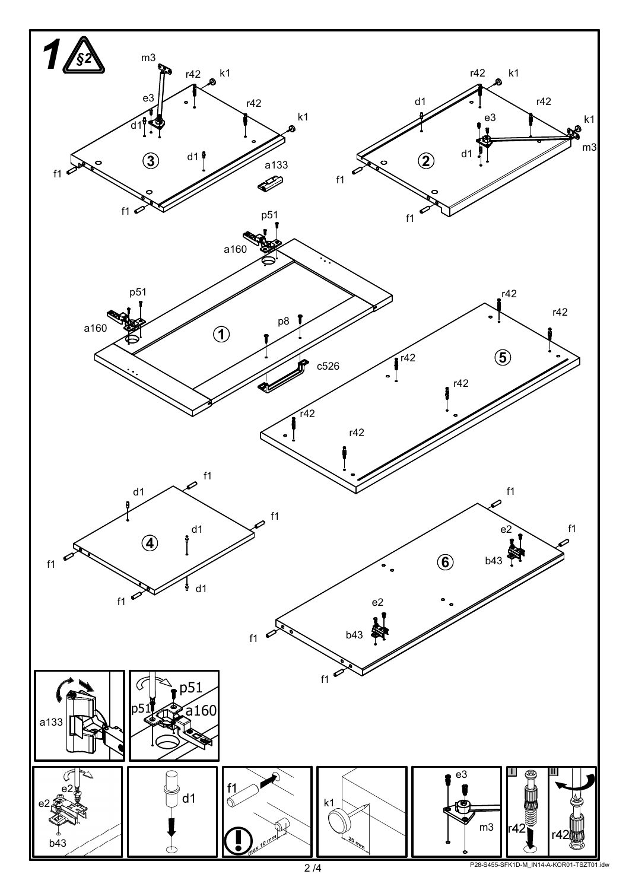# 1 §2

m3

r42 k1

e3

d1

r42

k1

3

d1

a133

f1

f1

r42 k1

d1

r42

e3

k1

d1

m3

2

f1

f1

p51

a160

p51

a160

1

p8

c526

r42

r42

r42

5

r42

r42

r42

d1

f1

4

f1

d1

f1

f1

d1

f1

e2

f1

b43

6

e2

b43

f1

f1

a133

p51

p51 a160

e2

e2

b43

d1

f1

max 10 mm

k1

25 mm

e3

m3

I

II

r42

r42

P28-S455-SFK1D-M_IN14-A-KOR01-TSZT01.idw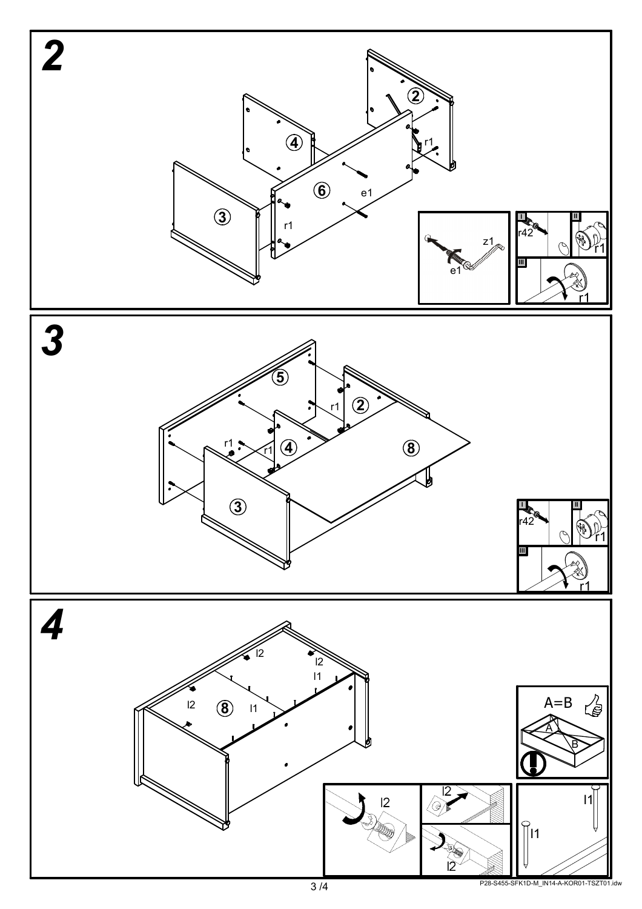## 2

④ ② ⑥ ③ r1 e1 r1

z1 e1

I r42 II r1 III r1

## 3

⑤ ② r1 r1 r1 ④ ⑧ ③

I r42 II r1 III r1

## 4

l2 l2 l1 l2 ⑧ l1

A=B

A B

l2 l2 l2 l1 l1

P28-S455-SFK1D-M_IN14-A-KOR01-TSZT01.idw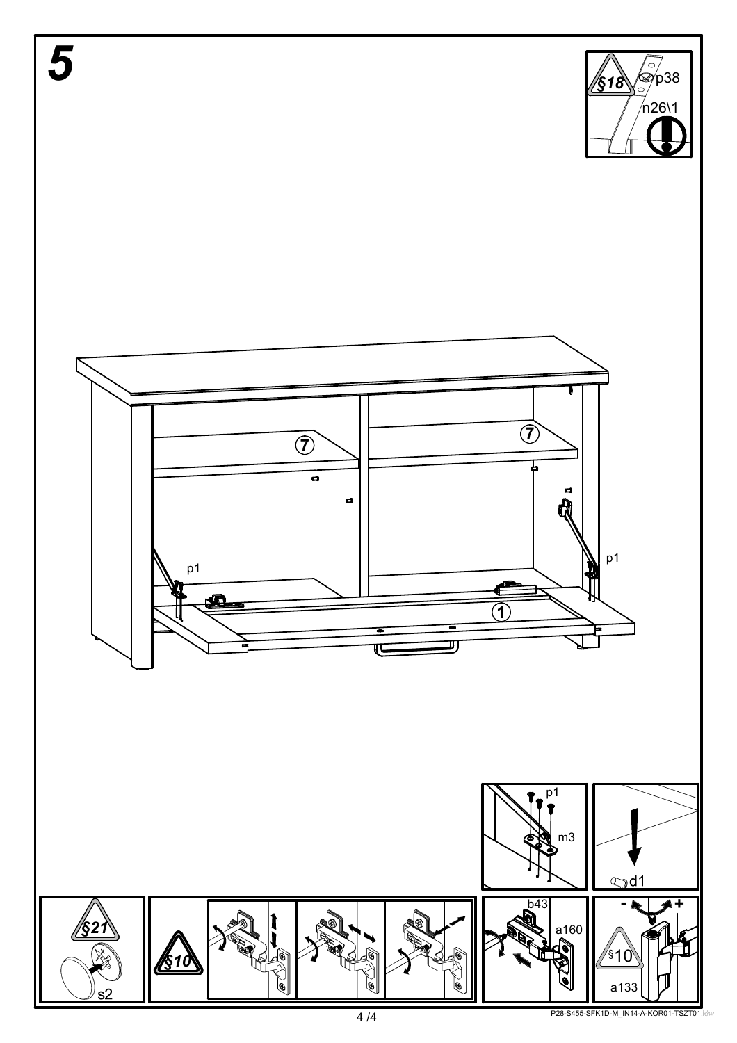# 5

§18

p38

n26\1

7

7

p1

p1

1

p1

m3

d1

§21

s2

§10

b43

a160

§10

a133

P28-S455-SFK1D-M_IN14-A-KOR01-TSZT01